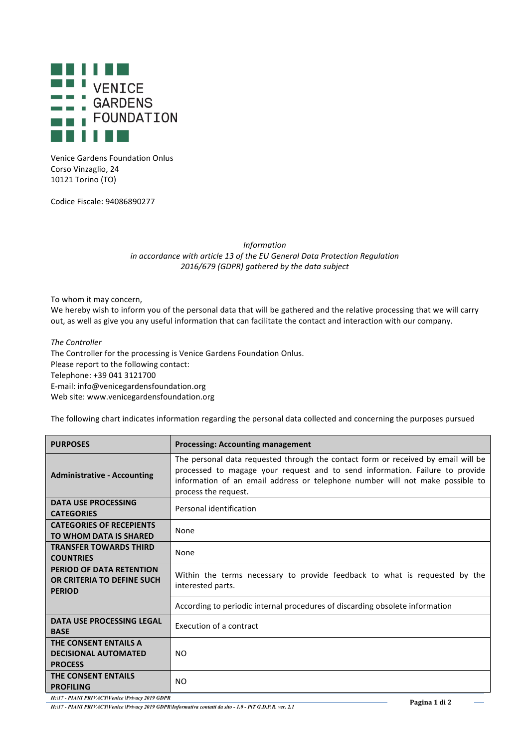VENICE GARDENS FOUNDATION

Venice Gardens Foundation Onlus
Corso Vinzaglio, 24
10121 Torino (TO)

Codice Fiscale: 94086890277

*Information*
*in accordance with article 13 of the EU General Data Protection Regulation 2016/679 (GDPR) gathered by the data subject*

To whom it may concern,
We hereby wish to inform you of the personal data that will be gathered and the relative processing that we will carry out, as well as give you any useful information that can facilitate the contact and interaction with our company.

*The Controller*
The Controller for the processing is Venice Gardens Foundation Onlus.
Please report to the following contact:
Telephone: +39 041 3121700
E-mail: info@venicegardensfoundation.org
Web site: www.venicegardensfoundation.org

The following chart indicates information regarding the personal data collected and concerning the purposes pursued

| **PURPOSES** | **Processing: Accounting management** |
|---|---|
| **Administrative - Accounting** | The personal data requested through the contact form or received by email will be processed to magage your request and to send information. Failure to provide information of an email address or telephone number will not make possible to process the request. |
| **DATA USE PROCESSING CATEGORIES** | Personal identification |
| **CATEGORIES OF RECEPIENTS TO WHOM DATA IS SHARED** | None |
| **TRANSFER TOWARDS THIRD COUNTRIES** | None |
| **PERIOD OF DATA RETENTION OR CRITERIA TO DEFINE SUCH PERIOD** | Within the terms necessary to provide feedback to what is requested by the interested parts. |
| | According to periodic internal procedures of discarding obsolete information |
| **DATA USE PROCESSING LEGAL BASE** | Execution of a contract |
| **THE CONSENT ENTAILS A DECISIONAL AUTOMATED PROCESS** | NO |
| **THE CONSENT ENTAILS PROFILING** | NO |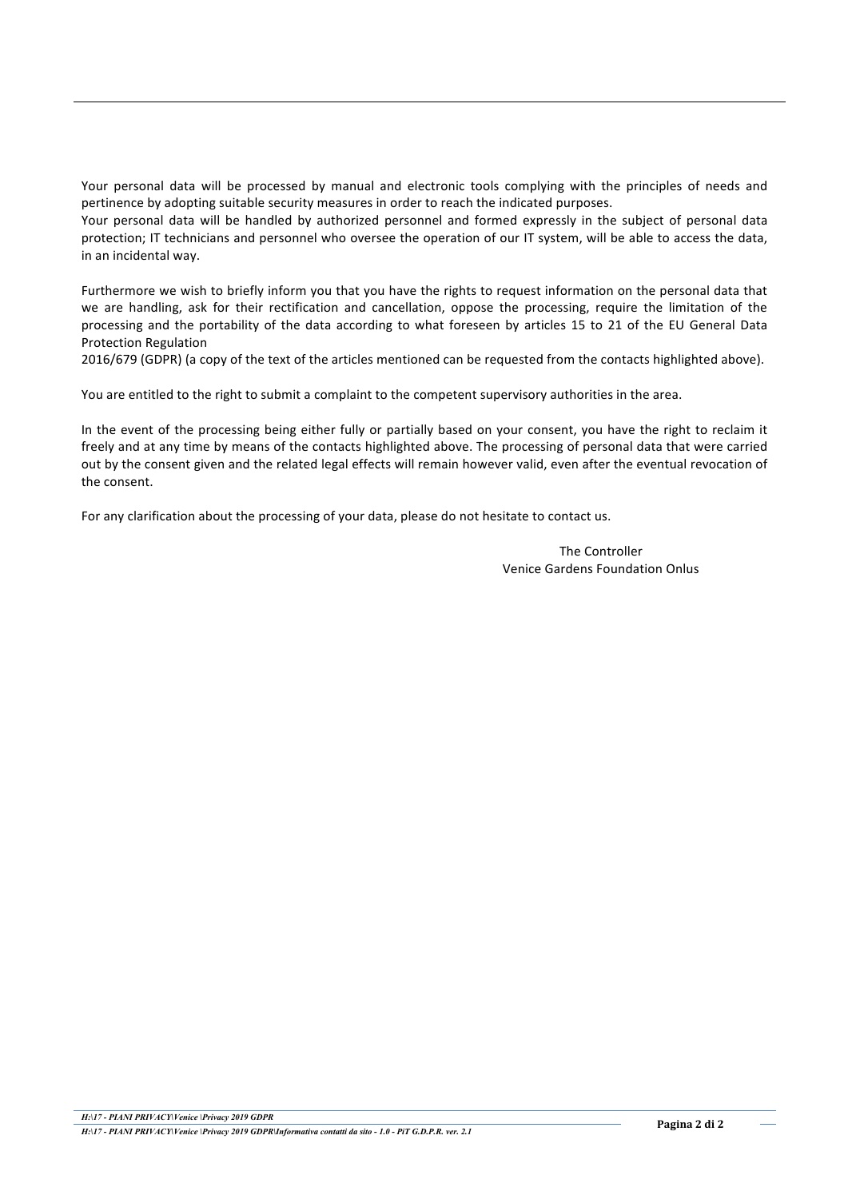Your personal data will be processed by manual and electronic tools complying with the principles of needs and pertinence by adopting suitable security measures in order to reach the indicated purposes.
Your personal data will be handled by authorized personnel and formed expressly in the subject of personal data protection; IT technicians and personnel who oversee the operation of our IT system, will be able to access the data, in an incidental way.

Furthermore we wish to briefly inform you that you have the rights to request information on the personal data that we are handling, ask for their rectification and cancellation, oppose the processing, require the limitation of the processing and the portability of the data according to what foreseen by articles 15 to 21 of the EU General Data Protection Regulation
2016/679 (GDPR) (a copy of the text of the articles mentioned can be requested from the contacts highlighted above).

You are entitled to the right to submit a complaint to the competent supervisory authorities in the area.

In the event of the processing being either fully or partially based on your consent, you have the right to reclaim it freely and at any time by means of the contacts highlighted above. The processing of personal data that were carried out by the consent given and the related legal effects will remain however valid, even after the eventual revocation of the consent.

For any clarification about the processing of your data, please do not hesitate to contact us.

The Controller
Venice Gardens Foundation Onlus

*H:\17 - PIANI PRIVACY\Venice \Privacy 2019 GDPR*
*H:\17 - PIANI PRIVACY\Venice \Privacy 2019 GDPR\Informativa contatti da sito - 1.0 - PiT G.D.P.R. ver. 2.1*